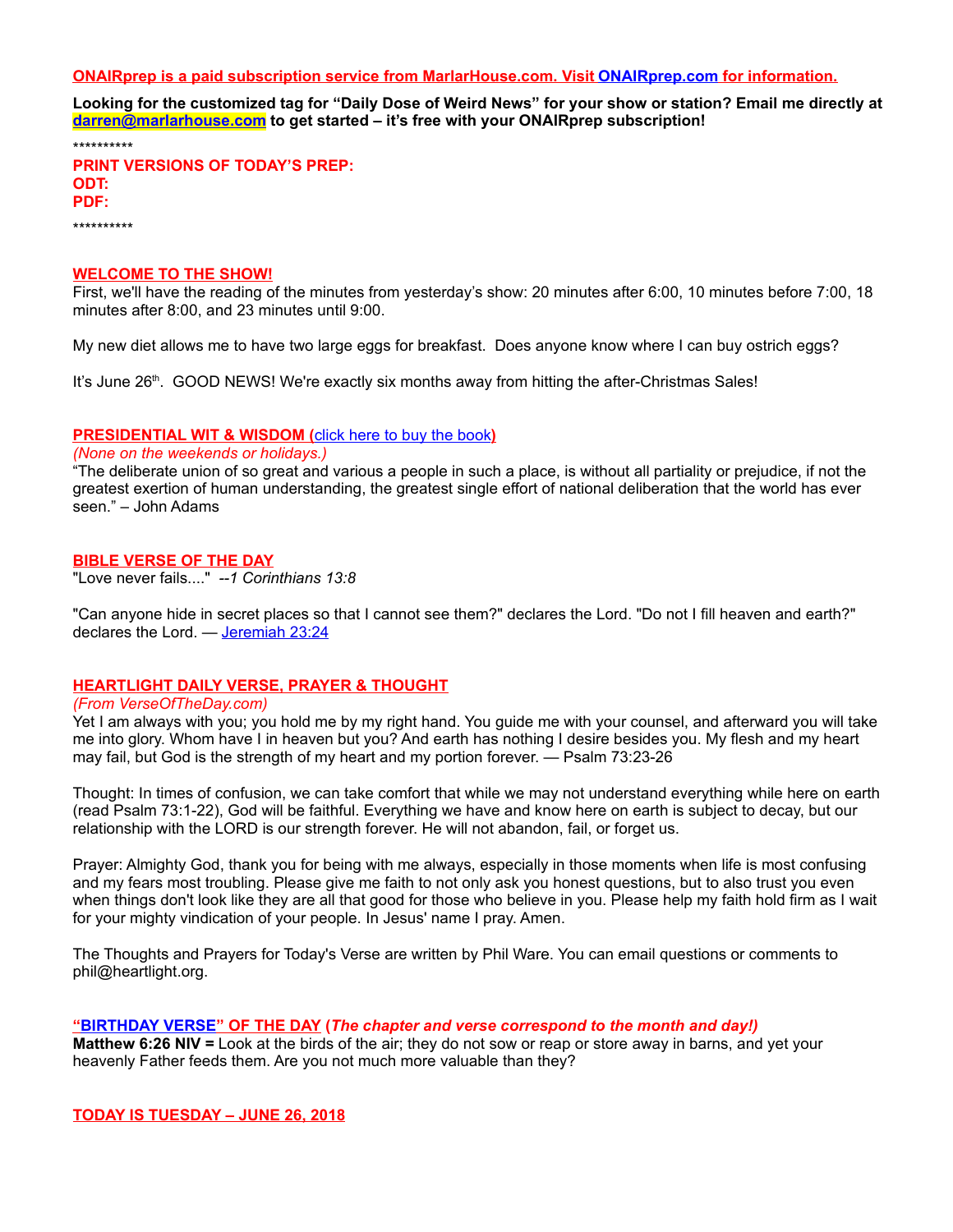**ONAIRprep is a paid subscription service from MarlarHouse.com. Visit ONAIRprep.com for information.**

**Looking for the customized tag for "Daily Dose of Weird News" for your show or station? Email me directly at darren@marlarhouse.com to get started – it's free with your ONAIRprep subscription!**

**********

**PRINT VERSIONS OF TODAY'S PREP:**
**ODT:**
**PDF:**

**********

## WELCOME TO THE SHOW!

First, we'll have the reading of the minutes from yesterday's show: 20 minutes after 6:00, 10 minutes before 7:00, 18 minutes after 8:00, and 23 minutes until 9:00.

My new diet allows me to have two large eggs for breakfast. Does anyone know where I can buy ostrich eggs?

It's June 26th. GOOD NEWS! We're exactly six months away from hitting the after-Christmas Sales!

## PRESIDENTIAL WIT & WISDOM (click here to buy the book)

*(None on the weekends or holidays.)*

"The deliberate union of so great and various a people in such a place, is without all partiality or prejudice, if not the greatest exertion of human understanding, the greatest single effort of national deliberation that the world has ever seen." – John Adams

## BIBLE VERSE OF THE DAY

"Love never fails...." *--1 Corinthians 13:8*

"Can anyone hide in secret places so that I cannot see them?" declares the Lord. "Do not I fill heaven and earth?" declares the Lord. — Jeremiah 23:24

## HEARTLIGHT DAILY VERSE, PRAYER & THOUGHT

*(From VerseOfTheDay.com)*

Yet I am always with you; you hold me by my right hand. You guide me with your counsel, and afterward you will take me into glory. Whom have I in heaven but you? And earth has nothing I desire besides you. My flesh and my heart may fail, but God is the strength of my heart and my portion forever. — Psalm 73:23-26

Thought: In times of confusion, we can take comfort that while we may not understand everything while here on earth (read Psalm 73:1-22), God will be faithful. Everything we have and know here on earth is subject to decay, but our relationship with the LORD is our strength forever. He will not abandon, fail, or forget us.

Prayer: Almighty God, thank you for being with me always, especially in those moments when life is most confusing and my fears most troubling. Please give me faith to not only ask you honest questions, but to also trust you even when things don't look like they are all that good for those who believe in you. Please help my faith hold firm as I wait for your mighty vindication of your people. In Jesus' name I pray. Amen.

The Thoughts and Prayers for Today's Verse are written by Phil Ware. You can email questions or comments to phil@heartlight.org.

## "BIRTHDAY VERSE" OF THE DAY (*The chapter and verse correspond to the month and day!*)

**Matthew 6:26 NIV =** Look at the birds of the air; they do not sow or reap or store away in barns, and yet your heavenly Father feeds them. Are you not much more valuable than they?

## TODAY IS TUESDAY – JUNE 26, 2018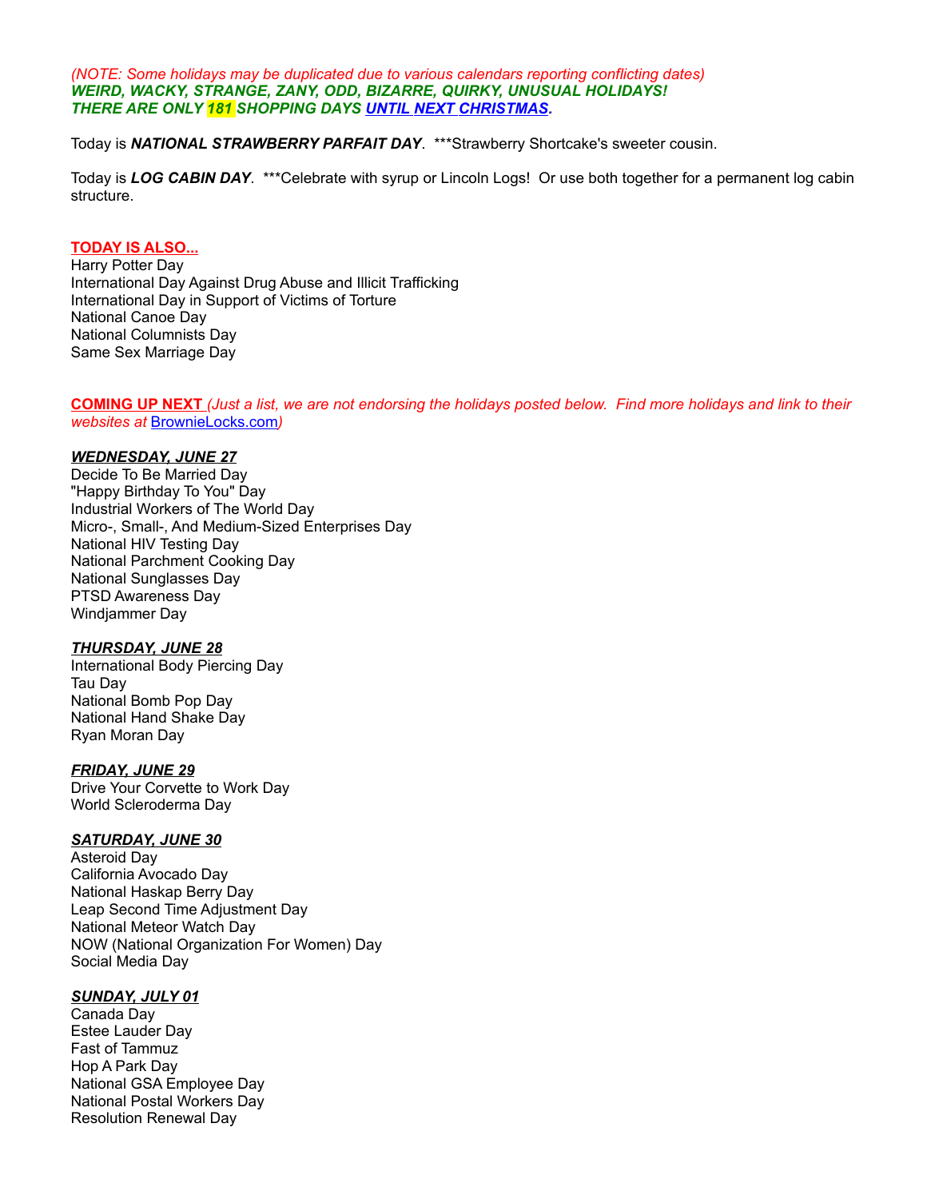*(NOTE: Some holidays may be duplicated due to various calendars reporting conflicting dates)*
***WEIRD, WACKY, STRANGE, ZANY, ODD, BIZARRE, QUIRKY, UNUSUAL HOLIDAYS!***
***THERE ARE ONLY 181 SHOPPING DAYS UNTIL NEXT CHRISTMAS.***

Today is ***NATIONAL STRAWBERRY PARFAIT DAY***. ***Strawberry Shortcake's sweeter cousin.

Today is ***LOG CABIN DAY***. ***Celebrate with syrup or Lincoln Logs! Or use both together for a permanent log cabin structure.

**TODAY IS ALSO...**
Harry Potter Day
International Day Against Drug Abuse and Illicit Trafficking
International Day in Support of Victims of Torture
National Canoe Day
National Columnists Day
Same Sex Marriage Day

**COMING UP NEXT** *(Just a list, we are not endorsing the holidays posted below. Find more holidays and link to their websites at BrownieLocks.com)*

***WEDNESDAY, JUNE 27***
Decide To Be Married Day
"Happy Birthday To You" Day
Industrial Workers of The World Day
Micro-, Small-, And Medium-Sized Enterprises Day
National HIV Testing Day
National Parchment Cooking Day
National Sunglasses Day
PTSD Awareness Day
Windjammer Day

***THURSDAY, JUNE 28***
International Body Piercing Day
Tau Day
National Bomb Pop Day
National Hand Shake Day
Ryan Moran Day

***FRIDAY, JUNE 29***
Drive Your Corvette to Work Day
World Scleroderma Day

***SATURDAY, JUNE 30***
Asteroid Day
California Avocado Day
National Haskap Berry Day
Leap Second Time Adjustment Day
National Meteor Watch Day
NOW (National Organization For Women) Day
Social Media Day

***SUNDAY, JULY 01***
Canada Day
Estee Lauder Day
Fast of Tammuz
Hop A Park Day
National GSA Employee Day
National Postal Workers Day
Resolution Renewal Day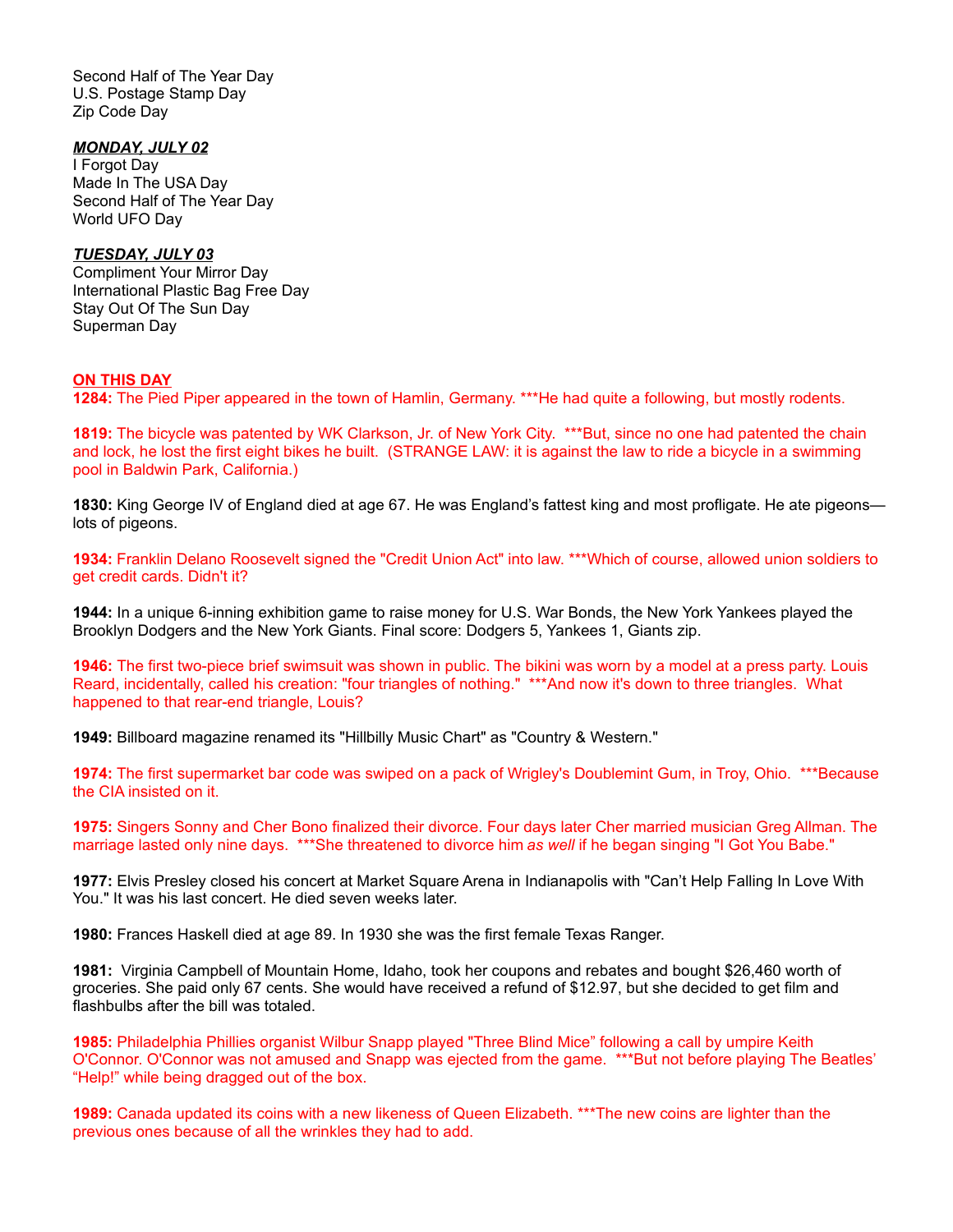Second Half of The Year Day
U.S. Postage Stamp Day
Zip Code Day

***MONDAY, JULY 02***
I Forgot Day
Made In The USA Day
Second Half of The Year Day
World UFO Day

***TUESDAY, JULY 03***
Compliment Your Mirror Day
International Plastic Bag Free Day
Stay Out Of The Sun Day
Superman Day

**ON THIS DAY**

**1284:** The Pied Piper appeared in the town of Hamlin, Germany. ***He had quite a following, but mostly rodents.

**1819:** The bicycle was patented by WK Clarkson, Jr. of New York City. ***But, since no one had patented the chain and lock, he lost the first eight bikes he built. (STRANGE LAW: it is against the law to ride a bicycle in a swimming pool in Baldwin Park, California.)

**1830:** King George IV of England died at age 67. He was England's fattest king and most profligate. He ate pigeons—lots of pigeons.

**1934:** Franklin Delano Roosevelt signed the "Credit Union Act" into law. ***Which of course, allowed union soldiers to get credit cards. Didn't it?

**1944:** In a unique 6-inning exhibition game to raise money for U.S. War Bonds, the New York Yankees played the Brooklyn Dodgers and the New York Giants. Final score: Dodgers 5, Yankees 1, Giants zip.

**1946:** The first two-piece brief swimsuit was shown in public. The bikini was worn by a model at a press party. Louis Reard, incidentally, called his creation: "four triangles of nothing." ***And now it's down to three triangles. What happened to that rear-end triangle, Louis?

**1949:** Billboard magazine renamed its "Hillbilly Music Chart" as "Country & Western."

**1974:** The first supermarket bar code was swiped on a pack of Wrigley's Doublemint Gum, in Troy, Ohio. ***Because the CIA insisted on it.

**1975:** Singers Sonny and Cher Bono finalized their divorce. Four days later Cher married musician Greg Allman. The marriage lasted only nine days. ***She threatened to divorce him *as well* if he began singing "I Got You Babe."

**1977:** Elvis Presley closed his concert at Market Square Arena in Indianapolis with "Can't Help Falling In Love With You." It was his last concert. He died seven weeks later.

**1980:** Frances Haskell died at age 89. In 1930 she was the first female Texas Ranger.

**1981:** Virginia Campbell of Mountain Home, Idaho, took her coupons and rebates and bought $26,460 worth of groceries. She paid only 67 cents. She would have received a refund of $12.97, but she decided to get film and flashbulbs after the bill was totaled.

**1985:** Philadelphia Phillies organist Wilbur Snapp played "Three Blind Mice" following a call by umpire Keith O'Connor. O'Connor was not amused and Snapp was ejected from the game. ***But not before playing The Beatles' "Help!" while being dragged out of the box.

**1989:** Canada updated its coins with a new likeness of Queen Elizabeth. ***The new coins are lighter than the previous ones because of all the wrinkles they had to add.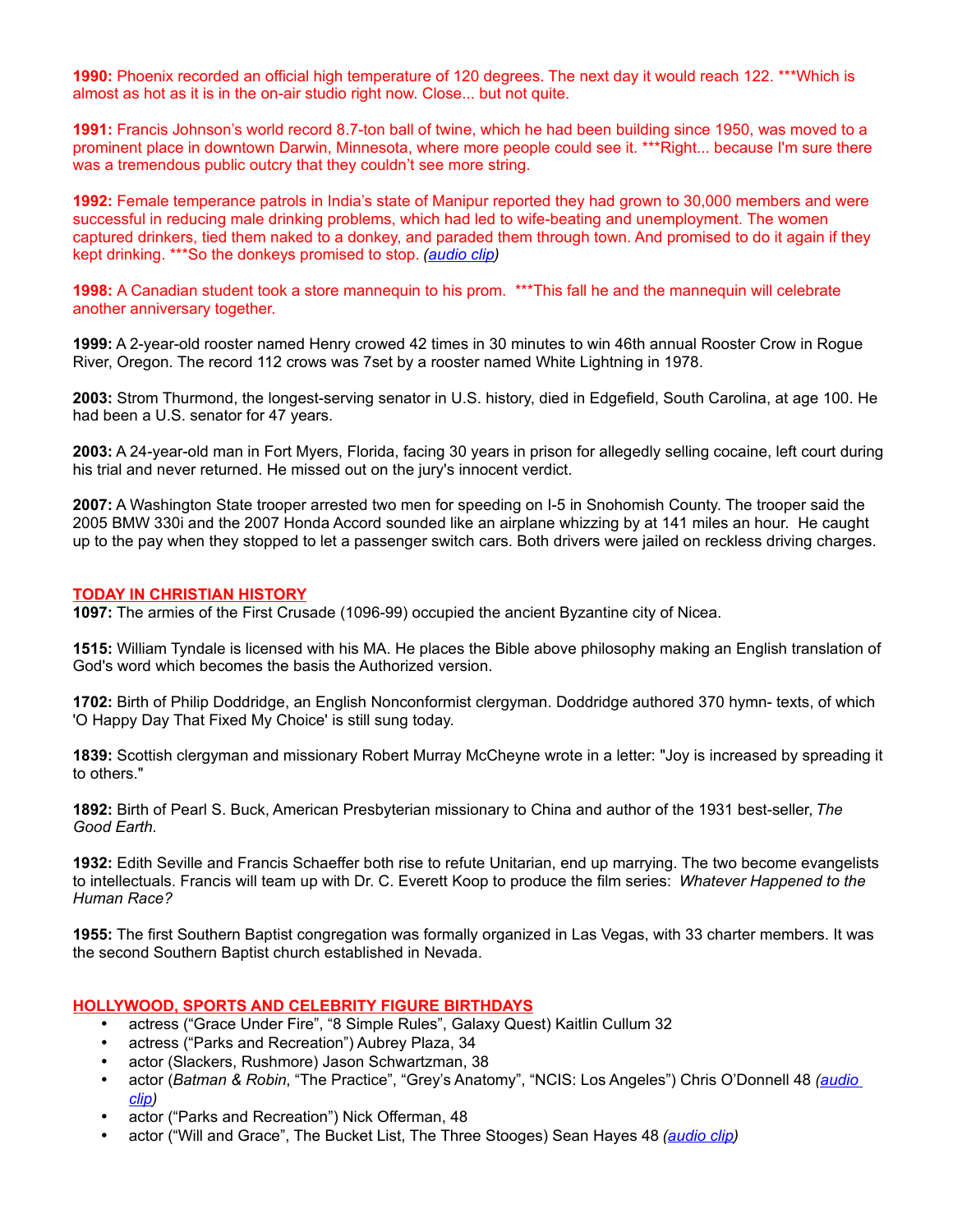**1990:** Phoenix recorded an official high temperature of 120 degrees. The next day it would reach 122. ***Which is almost as hot as it is in the on-air studio right now. Close... but not quite.

**1991:** Francis Johnson's world record 8.7-ton ball of twine, which he had been building since 1950, was moved to a prominent place in downtown Darwin, Minnesota, where more people could see it. ***Right... because I'm sure there was a tremendous public outcry that they couldn't see more string.

**1992:** Female temperance patrols in India's state of Manipur reported they had grown to 30,000 members and were successful in reducing male drinking problems, which had led to wife-beating and unemployment. The women captured drinkers, tied them naked to a donkey, and paraded them through town. And promised to do it again if they kept drinking. ***So the donkeys promised to stop. *(audio clip)*

**1998:** A Canadian student took a store mannequin to his prom. ***This fall he and the mannequin will celebrate another anniversary together.

**1999:** A 2-year-old rooster named Henry crowed 42 times in 30 minutes to win 46th annual Rooster Crow in Rogue River, Oregon. The record 112 crows was 7set by a rooster named White Lightning in 1978.

**2003:** Strom Thurmond, the longest-serving senator in U.S. history, died in Edgefield, South Carolina, at age 100. He had been a U.S. senator for 47 years.

**2003:** A 24-year-old man in Fort Myers, Florida, facing 30 years in prison for allegedly selling cocaine, left court during his trial and never returned. He missed out on the jury's innocent verdict.

**2007:** A Washington State trooper arrested two men for speeding on I-5 in Snohomish County. The trooper said the 2005 BMW 330i and the 2007 Honda Accord sounded like an airplane whizzing by at 141 miles an hour. He caught up to the pay when they stopped to let a passenger switch cars. Both drivers were jailed on reckless driving charges.

## TODAY IN CHRISTIAN HISTORY

**1097:** The armies of the First Crusade (1096-99) occupied the ancient Byzantine city of Nicea.

**1515:** William Tyndale is licensed with his MA. He places the Bible above philosophy making an English translation of God's word which becomes the basis the Authorized version.

**1702:** Birth of Philip Doddridge, an English Nonconformist clergyman. Doddridge authored 370 hymn- texts, of which 'O Happy Day That Fixed My Choice' is still sung today.

**1839:** Scottish clergyman and missionary Robert Murray McCheyne wrote in a letter: "Joy is increased by spreading it to others."

**1892:** Birth of Pearl S. Buck, American Presbyterian missionary to China and author of the 1931 best-seller, *The Good Earth*.

**1932:** Edith Seville and Francis Schaeffer both rise to refute Unitarian, end up marrying. The two become evangelists to intellectuals. Francis will team up with Dr. C. Everett Koop to produce the film series: *Whatever Happened to the Human Race?*

**1955:** The first Southern Baptist congregation was formally organized in Las Vegas, with 33 charter members. It was the second Southern Baptist church established in Nevada.

## HOLLYWOOD, SPORTS AND CELEBRITY FIGURE BIRTHDAYS

- actress ("Grace Under Fire", "8 Simple Rules", Galaxy Quest) Kaitlin Cullum 32
- actress ("Parks and Recreation") Aubrey Plaza, 34
- actor (Slackers, Rushmore) Jason Schwartzman, 38
- actor (*Batman & Robin*, "The Practice", "Grey's Anatomy", "NCIS: Los Angeles") Chris O'Donnell 48 *(audio clip)*
- actor ("Parks and Recreation") Nick Offerman, 48
- actor ("Will and Grace", The Bucket List, The Three Stooges) Sean Hayes 48 *(audio clip)*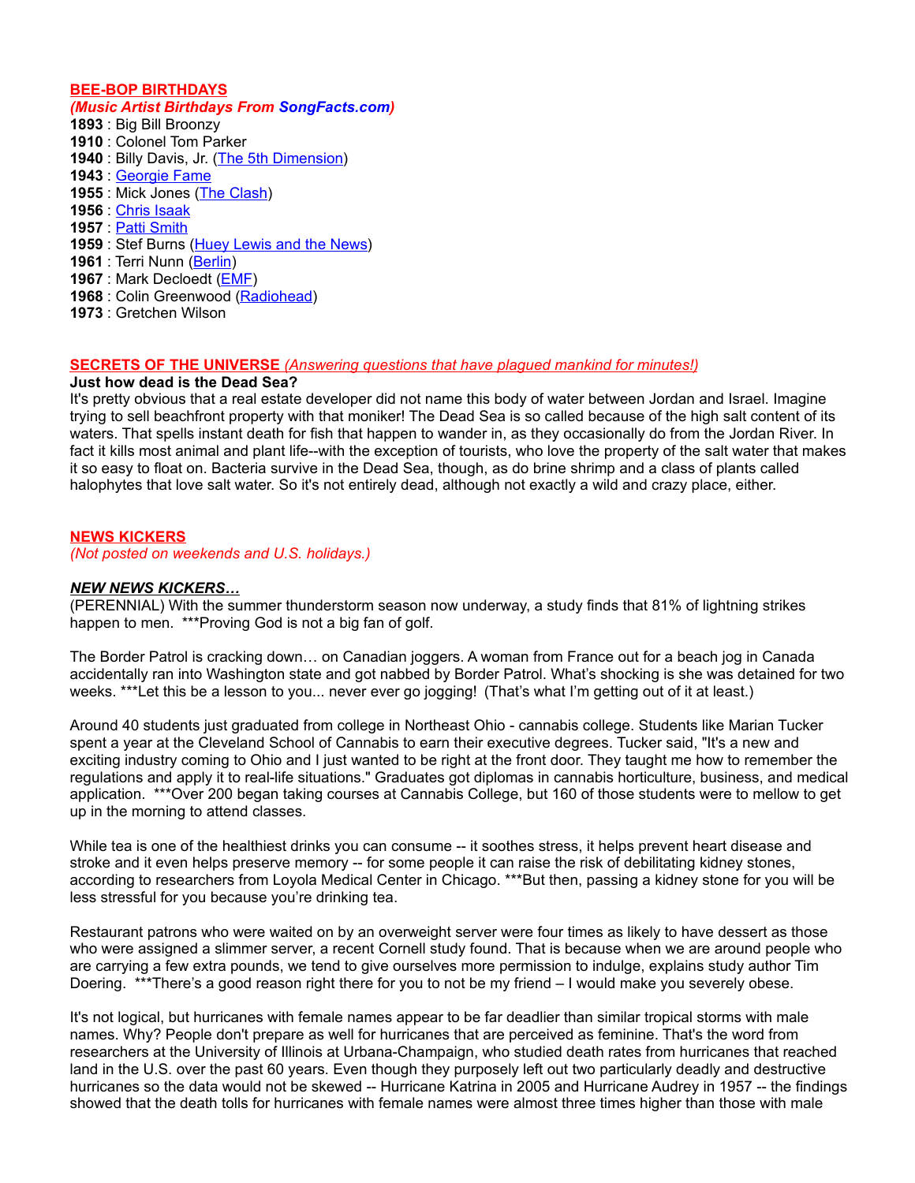## BEE-BOP BIRTHDAYS

***(Music Artist Birthdays From SongFacts.com)***

**1893** : Big Bill Broonzy
**1910** : Colonel Tom Parker
**1940** : Billy Davis, Jr. (The 5th Dimension)
**1943** : Georgie Fame
**1955** : Mick Jones (The Clash)
**1956** : Chris Isaak
**1957** : Patti Smith
**1959** : Stef Burns (Huey Lewis and the News)
**1961** : Terri Nunn (Berlin)
**1967** : Mark Decloedt (EMF)
**1968** : Colin Greenwood (Radiohead)
**1973** : Gretchen Wilson

## SECRETS OF THE UNIVERSE *(Answering questions that have plagued mankind for minutes!)*

**Just how dead is the Dead Sea?**

It's pretty obvious that a real estate developer did not name this body of water between Jordan and Israel. Imagine trying to sell beachfront property with that moniker! The Dead Sea is so called because of the high salt content of its waters. That spells instant death for fish that happen to wander in, as they occasionally do from the Jordan River. In fact it kills most animal and plant life--with the exception of tourists, who love the property of the salt water that makes it so easy to float on. Bacteria survive in the Dead Sea, though, as do brine shrimp and a class of plants called halophytes that love salt water. So it's not entirely dead, although not exactly a wild and crazy place, either.

## NEWS KICKERS

*(Not posted on weekends and U.S. holidays.)*

### *NEW NEWS KICKERS…*

(PERENNIAL) With the summer thunderstorm season now underway, a study finds that 81% of lightning strikes happen to men. ***Proving God is not a big fan of golf.

The Border Patrol is cracking down… on Canadian joggers. A woman from France out for a beach jog in Canada accidentally ran into Washington state and got nabbed by Border Patrol. What's shocking is she was detained for two weeks. ***Let this be a lesson to you... never ever go jogging! (That's what I'm getting out of it at least.)

Around 40 students just graduated from college in Northeast Ohio - cannabis college. Students like Marian Tucker spent a year at the Cleveland School of Cannabis to earn their executive degrees. Tucker said, "It's a new and exciting industry coming to Ohio and I just wanted to be right at the front door. They taught me how to remember the regulations and apply it to real-life situations." Graduates got diplomas in cannabis horticulture, business, and medical application. ***Over 200 began taking courses at Cannabis College, but 160 of those students were to mellow to get up in the morning to attend classes.

While tea is one of the healthiest drinks you can consume -- it soothes stress, it helps prevent heart disease and stroke and it even helps preserve memory -- for some people it can raise the risk of debilitating kidney stones, according to researchers from Loyola Medical Center in Chicago. ***But then, passing a kidney stone for you will be less stressful for you because you're drinking tea.

Restaurant patrons who were waited on by an overweight server were four times as likely to have dessert as those who were assigned a slimmer server, a recent Cornell study found. That is because when we are around people who are carrying a few extra pounds, we tend to give ourselves more permission to indulge, explains study author Tim Doering. ***There's a good reason right there for you to not be my friend – I would make you severely obese.

It's not logical, but hurricanes with female names appear to be far deadlier than similar tropical storms with male names. Why? People don't prepare as well for hurricanes that are perceived as feminine. That's the word from researchers at the University of Illinois at Urbana-Champaign, who studied death rates from hurricanes that reached land in the U.S. over the past 60 years. Even though they purposely left out two particularly deadly and destructive hurricanes so the data would not be skewed -- Hurricane Katrina in 2005 and Hurricane Audrey in 1957 -- the findings showed that the death tolls for hurricanes with female names were almost three times higher than those with male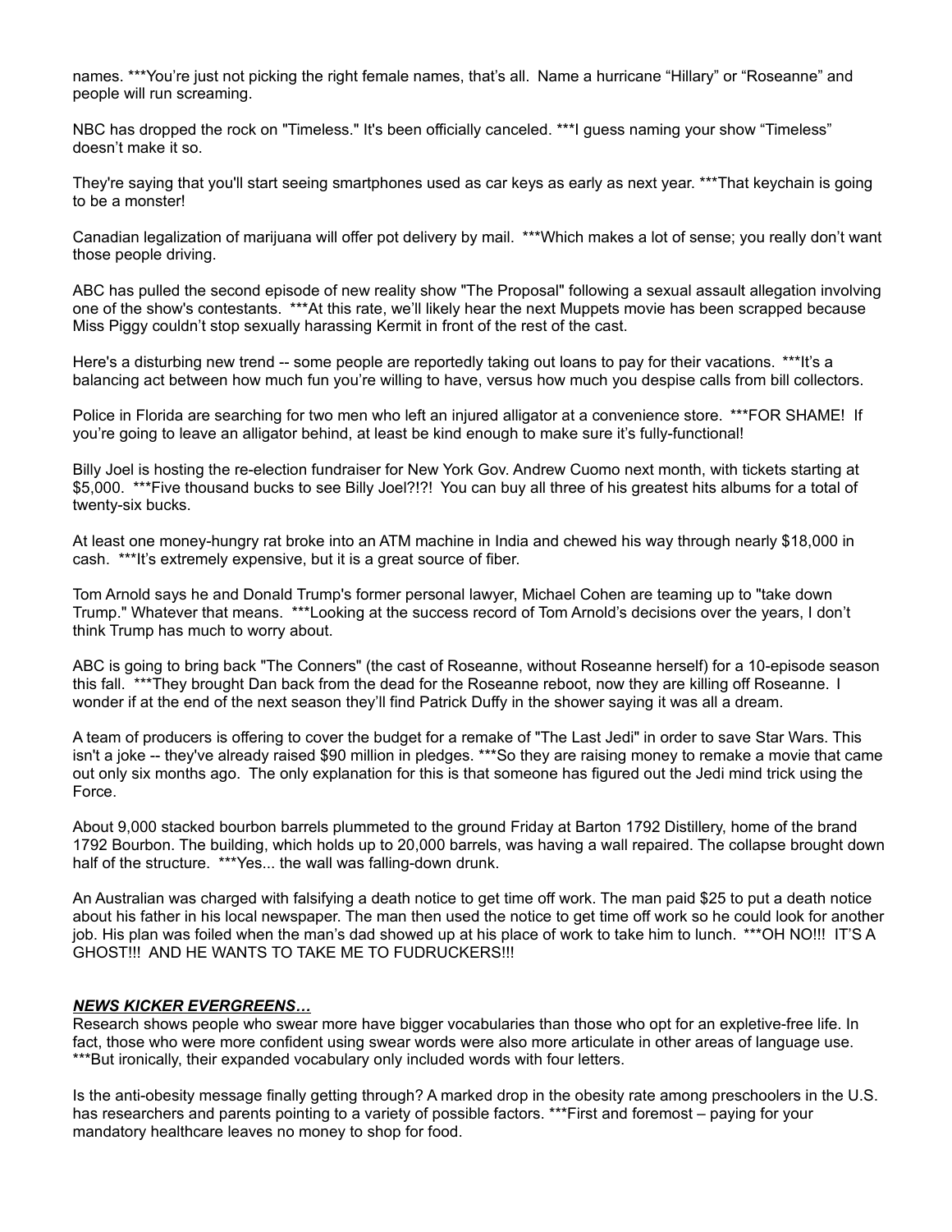names. ***You're just not picking the right female names, that's all. Name a hurricane "Hillary" or "Roseanne" and people will run screaming.

NBC has dropped the rock on "Timeless." It's been officially canceled. ***I guess naming your show "Timeless" doesn't make it so.

They're saying that you'll start seeing smartphones used as car keys as early as next year. ***That keychain is going to be a monster!

Canadian legalization of marijuana will offer pot delivery by mail. ***Which makes a lot of sense; you really don't want those people driving.

ABC has pulled the second episode of new reality show "The Proposal" following a sexual assault allegation involving one of the show's contestants. ***At this rate, we'll likely hear the next Muppets movie has been scrapped because Miss Piggy couldn't stop sexually harassing Kermit in front of the rest of the cast.

Here's a disturbing new trend -- some people are reportedly taking out loans to pay for their vacations. ***It's a balancing act between how much fun you're willing to have, versus how much you despise calls from bill collectors.

Police in Florida are searching for two men who left an injured alligator at a convenience store. ***FOR SHAME! If you're going to leave an alligator behind, at least be kind enough to make sure it's fully-functional!

Billy Joel is hosting the re-election fundraiser for New York Gov. Andrew Cuomo next month, with tickets starting at $5,000. ***Five thousand bucks to see Billy Joel?!?! You can buy all three of his greatest hits albums for a total of twenty-six bucks.

At least one money-hungry rat broke into an ATM machine in India and chewed his way through nearly $18,000 in cash. ***It's extremely expensive, but it is a great source of fiber.

Tom Arnold says he and Donald Trump's former personal lawyer, Michael Cohen are teaming up to "take down Trump." Whatever that means. ***Looking at the success record of Tom Arnold's decisions over the years, I don't think Trump has much to worry about.

ABC is going to bring back "The Conners" (the cast of Roseanne, without Roseanne herself) for a 10-episode season this fall. ***They brought Dan back from the dead for the Roseanne reboot, now they are killing off Roseanne. I wonder if at the end of the next season they'll find Patrick Duffy in the shower saying it was all a dream.

A team of producers is offering to cover the budget for a remake of "The Last Jedi" in order to save Star Wars. This isn't a joke -- they've already raised $90 million in pledges. ***So they are raising money to remake a movie that came out only six months ago. The only explanation for this is that someone has figured out the Jedi mind trick using the Force.

About 9,000 stacked bourbon barrels plummeted to the ground Friday at Barton 1792 Distillery, home of the brand 1792 Bourbon. The building, which holds up to 20,000 barrels, was having a wall repaired. The collapse brought down half of the structure. ***Yes... the wall was falling-down drunk.

An Australian was charged with falsifying a death notice to get time off work. The man paid $25 to put a death notice about his father in his local newspaper. The man then used the notice to get time off work so he could look for another job. His plan was foiled when the man's dad showed up at his place of work to take him to lunch. ***OH NO!!! IT'S A GHOST!!! AND HE WANTS TO TAKE ME TO FUDRUCKERS!!!

***NEWS KICKER EVERGREENS…***

Research shows people who swear more have bigger vocabularies than those who opt for an expletive-free life. In fact, those who were more confident using swear words were also more articulate in other areas of language use. ***But ironically, their expanded vocabulary only included words with four letters.

Is the anti-obesity message finally getting through? A marked drop in the obesity rate among preschoolers in the U.S. has researchers and parents pointing to a variety of possible factors. ***First and foremost – paying for your mandatory healthcare leaves no money to shop for food.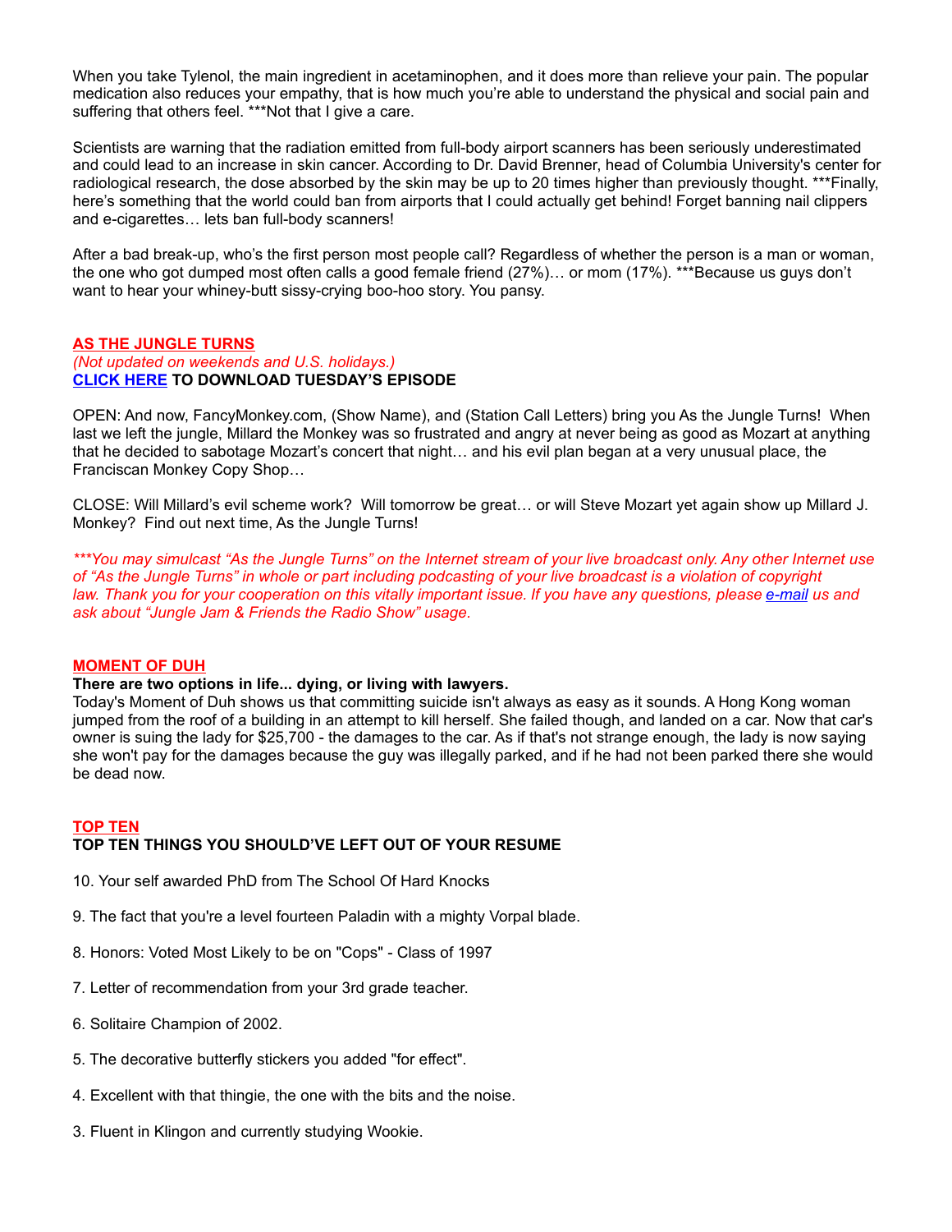When you take Tylenol, the main ingredient in acetaminophen, and it does more than relieve your pain. The popular medication also reduces your empathy, that is how much you're able to understand the physical and social pain and suffering that others feel. ***Not that I give a care.

Scientists are warning that the radiation emitted from full-body airport scanners has been seriously underestimated and could lead to an increase in skin cancer. According to Dr. David Brenner, head of Columbia University's center for radiological research, the dose absorbed by the skin may be up to 20 times higher than previously thought. ***Finally, here's something that the world could ban from airports that I could actually get behind! Forget banning nail clippers and e-cigarettes… lets ban full-body scanners!

After a bad break-up, who's the first person most people call? Regardless of whether the person is a man or woman, the one who got dumped most often calls a good female friend (27%)… or mom (17%). ***Because us guys don't want to hear your whiney-butt sissy-crying boo-hoo story. You pansy.

## AS THE JUNGLE TURNS

*(Not updated on weekends and U.S. holidays.)*

**CLICK HERE TO DOWNLOAD TUESDAY'S EPISODE**

OPEN: And now, FancyMonkey.com, (Show Name), and (Station Call Letters) bring you As the Jungle Turns! When last we left the jungle, Millard the Monkey was so frustrated and angry at never being as good as Mozart at anything that he decided to sabotage Mozart's concert that night… and his evil plan began at a very unusual place, the Franciscan Monkey Copy Shop…

CLOSE: Will Millard's evil scheme work? Will tomorrow be great… or will Steve Mozart yet again show up Millard J. Monkey? Find out next time, As the Jungle Turns!

****You may simulcast "As the Jungle Turns" on the Internet stream of your live broadcast only. Any other Internet use of "As the Jungle Turns" in whole or part including podcasting of your live broadcast is a violation of copyright law. Thank you for your cooperation on this vitally important issue. If you have any questions, please e-mail us and ask about "Jungle Jam & Friends the Radio Show" usage.*

## MOMENT OF DUH

**There are two options in life... dying, or living with lawyers.**

Today's Moment of Duh shows us that committing suicide isn't always as easy as it sounds. A Hong Kong woman jumped from the roof of a building in an attempt to kill herself. She failed though, and landed on a car. Now that car's owner is suing the lady for $25,700 - the damages to the car. As if that's not strange enough, the lady is now saying she won't pay for the damages because the guy was illegally parked, and if he had not been parked there she would be dead now.

## TOP TEN

**TOP TEN THINGS YOU SHOULD'VE LEFT OUT OF YOUR RESUME**

10. Your self awarded PhD from The School Of Hard Knocks

9. The fact that you're a level fourteen Paladin with a mighty Vorpal blade.

8. Honors: Voted Most Likely to be on "Cops" - Class of 1997

7. Letter of recommendation from your 3rd grade teacher.

6. Solitaire Champion of 2002.

5. The decorative butterfly stickers you added "for effect".

4. Excellent with that thingie, the one with the bits and the noise.

3. Fluent in Klingon and currently studying Wookie.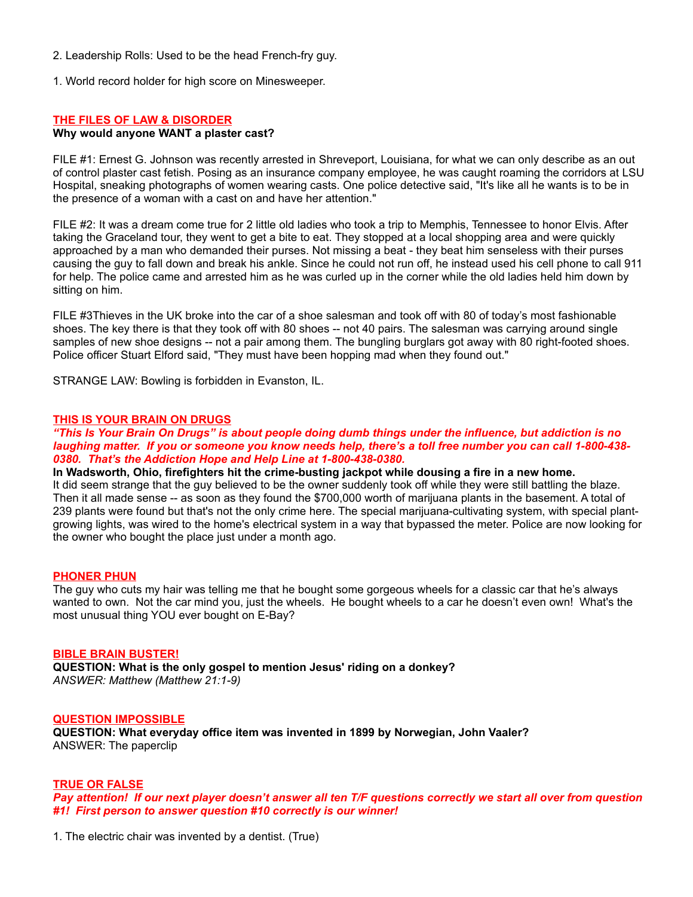2. Leadership Rolls: Used to be the head French-fry guy.

1. World record holder for high score on Minesweeper.

## THE FILES OF LAW & DISORDER

**Why would anyone WANT a plaster cast?**

FILE #1: Ernest G. Johnson was recently arrested in Shreveport, Louisiana, for what we can only describe as an out of control plaster cast fetish. Posing as an insurance company employee, he was caught roaming the corridors at LSU Hospital, sneaking photographs of women wearing casts. One police detective said, "It's like all he wants is to be in the presence of a woman with a cast on and have her attention."

FILE #2: It was a dream come true for 2 little old ladies who took a trip to Memphis, Tennessee to honor Elvis. After taking the Graceland tour, they went to get a bite to eat. They stopped at a local shopping area and were quickly approached by a man who demanded their purses. Not missing a beat - they beat him senseless with their purses causing the guy to fall down and break his ankle. Since he could not run off, he instead used his cell phone to call 911 for help. The police came and arrested him as he was curled up in the corner while the old ladies held him down by sitting on him.

FILE #3Thieves in the UK broke into the car of a shoe salesman and took off with 80 of today's most fashionable shoes. The key there is that they took off with 80 shoes -- not 40 pairs. The salesman was carrying around single samples of new shoe designs -- not a pair among them. The bungling burglars got away with 80 right-footed shoes. Police officer Stuart Elford said, "They must have been hopping mad when they found out."

STRANGE LAW: Bowling is forbidden in Evanston, IL.

## THIS IS YOUR BRAIN ON DRUGS

***"This Is Your Brain On Drugs" is about people doing dumb things under the influence, but addiction is no laughing matter. If you or someone you know needs help, there's a toll free number you can call 1-800-438-0380. That's the Addiction Hope and Help Line at 1-800-438-0380.***

**In Wadsworth, Ohio, firefighters hit the crime-busting jackpot while dousing a fire in a new home.**
It did seem strange that the guy believed to be the owner suddenly took off while they were still battling the blaze. Then it all made sense -- as soon as they found the $700,000 worth of marijuana plants in the basement. A total of 239 plants were found but that's not the only crime here. The special marijuana-cultivating system, with special plant-growing lights, was wired to the home's electrical system in a way that bypassed the meter. Police are now looking for the owner who bought the place just under a month ago.

## PHONER PHUN

The guy who cuts my hair was telling me that he bought some gorgeous wheels for a classic car that he's always wanted to own. Not the car mind you, just the wheels. He bought wheels to a car he doesn't even own! What's the most unusual thing YOU ever bought on E-Bay?

## BIBLE BRAIN BUSTER!

**QUESTION: What is the only gospel to mention Jesus' riding on a donkey?**
*ANSWER: Matthew (Matthew 21:1-9)*

## QUESTION IMPOSSIBLE

**QUESTION: What everyday office item was invented in 1899 by Norwegian, John Vaaler?**
ANSWER: The paperclip

## TRUE OR FALSE

***Pay attention! If our next player doesn't answer all ten T/F questions correctly we start all over from question #1! First person to answer question #10 correctly is our winner!***

1. The electric chair was invented by a dentist. (True)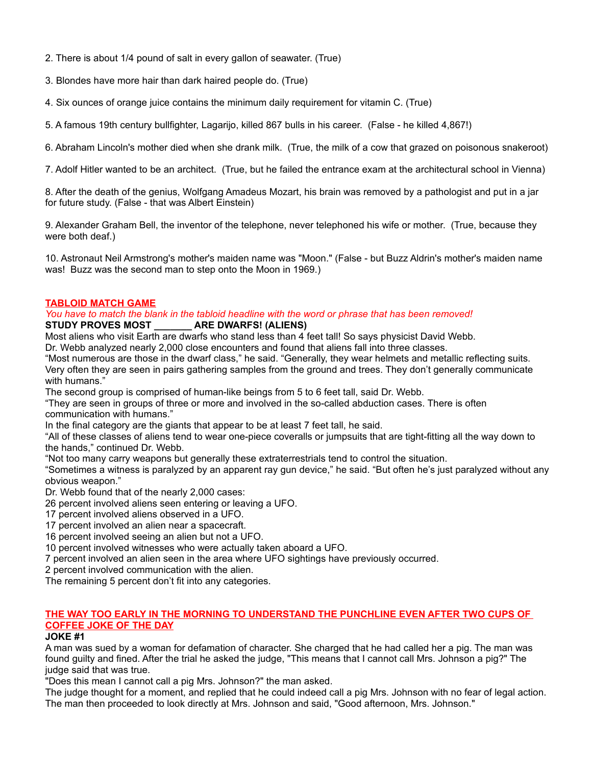2. There is about 1/4 pound of salt in every gallon of seawater. (True)

3. Blondes have more hair than dark haired people do. (True)

4. Six ounces of orange juice contains the minimum daily requirement for vitamin C. (True)

5. A famous 19th century bullfighter, Lagarijo, killed 867 bulls in his career. (False - he killed 4,867!)

6. Abraham Lincoln's mother died when she drank milk. (True, the milk of a cow that grazed on poisonous snakeroot)

7. Adolf Hitler wanted to be an architect. (True, but he failed the entrance exam at the architectural school in Vienna)

8. After the death of the genius, Wolfgang Amadeus Mozart, his brain was removed by a pathologist and put in a jar for future study. (False - that was Albert Einstein)

9. Alexander Graham Bell, the inventor of the telephone, never telephoned his wife or mother. (True, because they were both deaf.)

10. Astronaut Neil Armstrong's mother's maiden name was "Moon." (False - but Buzz Aldrin's mother's maiden name was! Buzz was the second man to step onto the Moon in 1969.)

## TABLOID MATCH GAME

*You have to match the blank in the tabloid headline with the word or phrase that has been removed!*

**STUDY PROVES MOST _______ ARE DWARFS! (ALIENS)**

Most aliens who visit Earth are dwarfs who stand less than 4 feet tall! So says physicist David Webb.

Dr. Webb analyzed nearly 2,000 close encounters and found that aliens fall into three classes.

"Most numerous are those in the dwarf class," he said. "Generally, they wear helmets and metallic reflecting suits. Very often they are seen in pairs gathering samples from the ground and trees. They don't generally communicate with humans."

The second group is comprised of human-like beings from 5 to 6 feet tall, said Dr. Webb.

"They are seen in groups of three or more and involved in the so-called abduction cases. There is often communication with humans."

In the final category are the giants that appear to be at least 7 feet tall, he said.

"All of these classes of aliens tend to wear one-piece coveralls or jumpsuits that are tight-fitting all the way down to the hands," continued Dr. Webb.

"Not too many carry weapons but generally these extraterrestrials tend to control the situation.

"Sometimes a witness is paralyzed by an apparent ray gun device," he said. "But often he's just paralyzed without any obvious weapon."

Dr. Webb found that of the nearly 2,000 cases:

26 percent involved aliens seen entering or leaving a UFO.

17 percent involved aliens observed in a UFO.

17 percent involved an alien near a spacecraft.

16 percent involved seeing an alien but not a UFO.

10 percent involved witnesses who were actually taken aboard a UFO.

7 percent involved an alien seen in the area where UFO sightings have previously occurred.

2 percent involved communication with the alien.

The remaining 5 percent don't fit into any categories.

## THE WAY TOO EARLY IN THE MORNING TO UNDERSTAND THE PUNCHLINE EVEN AFTER TWO CUPS OF COFFEE JOKE OF THE DAY

**JOKE #1**

A man was sued by a woman for defamation of character. She charged that he had called her a pig. The man was found guilty and fined. After the trial he asked the judge, "This means that I cannot call Mrs. Johnson a pig?" The judge said that was true.

"Does this mean I cannot call a pig Mrs. Johnson?" the man asked.

The judge thought for a moment, and replied that he could indeed call a pig Mrs. Johnson with no fear of legal action. The man then proceeded to look directly at Mrs. Johnson and said, "Good afternoon, Mrs. Johnson."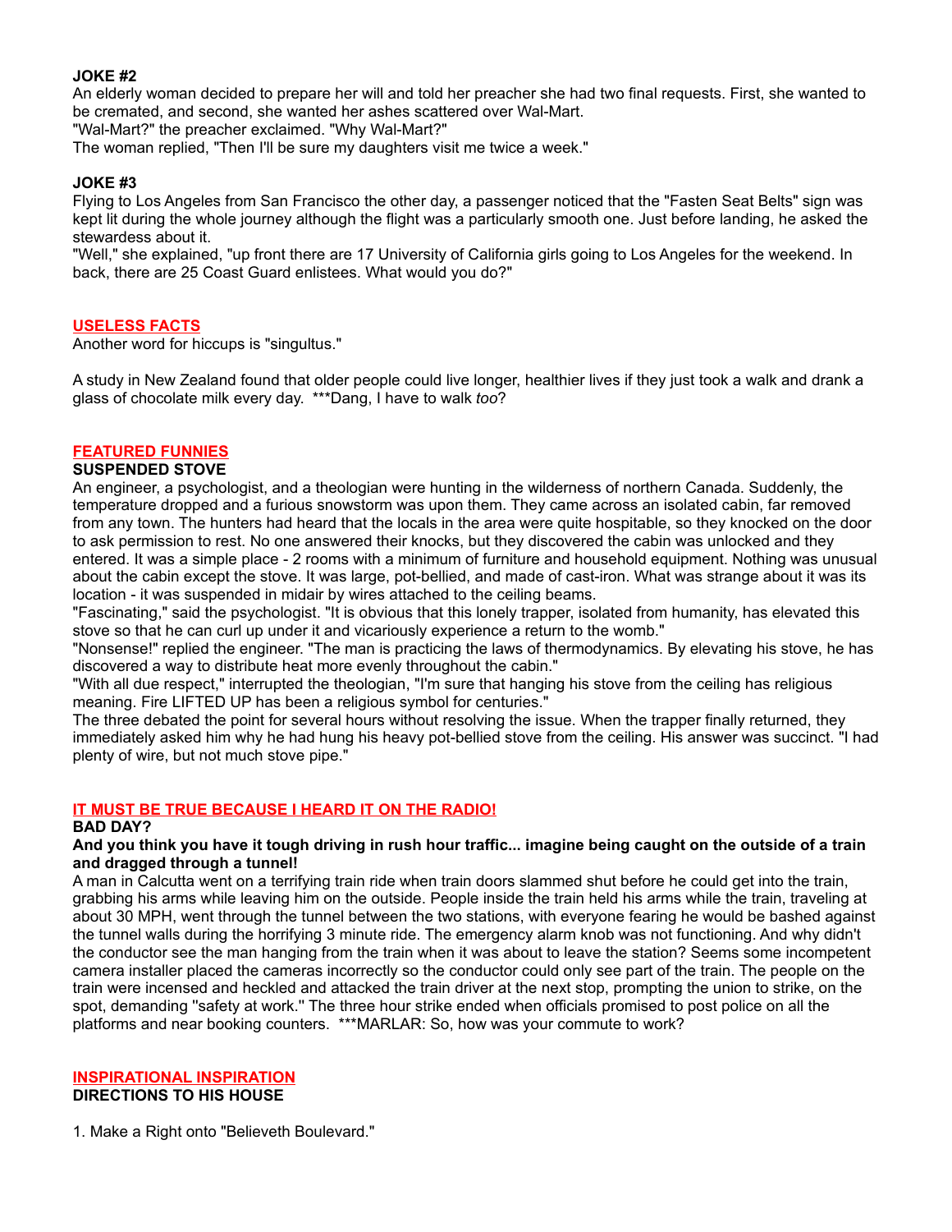**JOKE #2**

An elderly woman decided to prepare her will and told her preacher she had two final requests. First, she wanted to be cremated, and second, she wanted her ashes scattered over Wal-Mart.

"Wal-Mart?" the preacher exclaimed. "Why Wal-Mart?"

The woman replied, "Then I'll be sure my daughters visit me twice a week."

**JOKE #3**

Flying to Los Angeles from San Francisco the other day, a passenger noticed that the "Fasten Seat Belts" sign was kept lit during the whole journey although the flight was a particularly smooth one. Just before landing, he asked the stewardess about it.

"Well," she explained, "up front there are 17 University of California girls going to Los Angeles for the weekend. In back, there are 25 Coast Guard enlistees. What would you do?"

## USELESS FACTS

Another word for hiccups is "singultus."

A study in New Zealand found that older people could live longer, healthier lives if they just took a walk and drank a glass of chocolate milk every day. ***Dang, I have to walk *too*?

## FEATURED FUNNIES

**SUSPENDED STOVE**

An engineer, a psychologist, and a theologian were hunting in the wilderness of northern Canada. Suddenly, the temperature dropped and a furious snowstorm was upon them. They came across an isolated cabin, far removed from any town. The hunters had heard that the locals in the area were quite hospitable, so they knocked on the door to ask permission to rest. No one answered their knocks, but they discovered the cabin was unlocked and they entered. It was a simple place - 2 rooms with a minimum of furniture and household equipment. Nothing was unusual about the cabin except the stove. It was large, pot-bellied, and made of cast-iron. What was strange about it was its location - it was suspended in midair by wires attached to the ceiling beams.

"Fascinating," said the psychologist. "It is obvious that this lonely trapper, isolated from humanity, has elevated this stove so that he can curl up under it and vicariously experience a return to the womb."

"Nonsense!" replied the engineer. "The man is practicing the laws of thermodynamics. By elevating his stove, he has discovered a way to distribute heat more evenly throughout the cabin."

"With all due respect," interrupted the theologian, "I'm sure that hanging his stove from the ceiling has religious meaning. Fire LIFTED UP has been a religious symbol for centuries."

The three debated the point for several hours without resolving the issue. When the trapper finally returned, they immediately asked him why he had hung his heavy pot-bellied stove from the ceiling. His answer was succinct. "I had plenty of wire, but not much stove pipe."

## IT MUST BE TRUE BECAUSE I HEARD IT ON THE RADIO!

**BAD DAY?**

**And you think you have it tough driving in rush hour traffic... imagine being caught on the outside of a train and dragged through a tunnel!**

A man in Calcutta went on a terrifying train ride when train doors slammed shut before he could get into the train, grabbing his arms while leaving him on the outside. People inside the train held his arms while the train, traveling at about 30 MPH, went through the tunnel between the two stations, with everyone fearing he would be bashed against the tunnel walls during the horrifying 3 minute ride. The emergency alarm knob was not functioning. And why didn't the conductor see the man hanging from the train when it was about to leave the station? Seems some incompetent camera installer placed the cameras incorrectly so the conductor could only see part of the train. The people on the train were incensed and heckled and attacked the train driver at the next stop, prompting the union to strike, on the spot, demanding ''safety at work.'' The three hour strike ended when officials promised to post police on all the platforms and near booking counters. ***MARLAR: So, how was your commute to work?

## INSPIRATIONAL INSPIRATION

**DIRECTIONS TO HIS HOUSE**

1. Make a Right onto "Believeth Boulevard."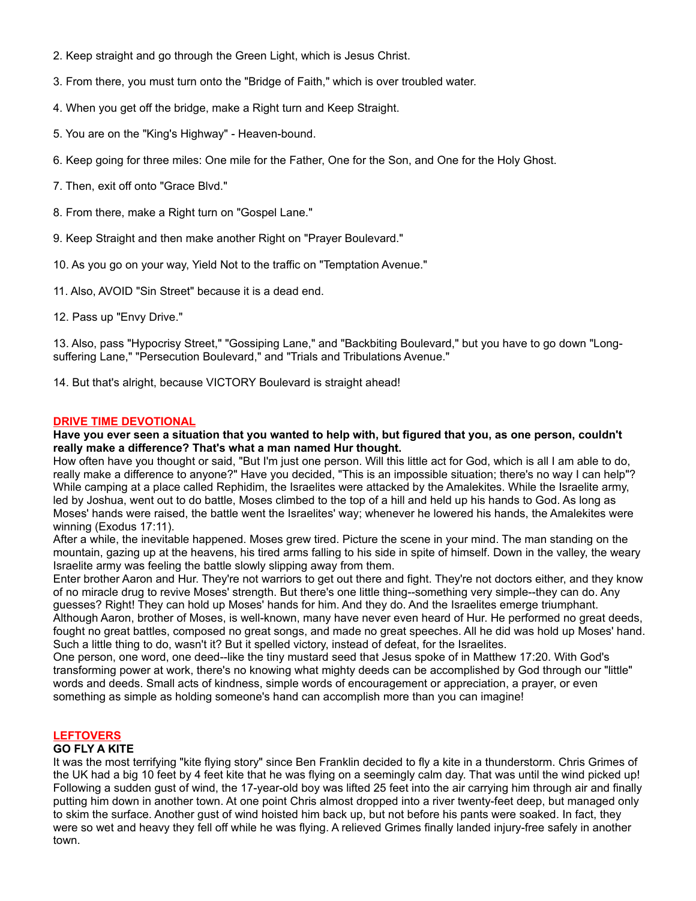2. Keep straight and go through the Green Light, which is Jesus Christ.

3. From there, you must turn onto the "Bridge of Faith," which is over troubled water.

4. When you get off the bridge, make a Right turn and Keep Straight.

5. You are on the "King's Highway" - Heaven-bound.

6. Keep going for three miles: One mile for the Father, One for the Son, and One for the Holy Ghost.

7. Then, exit off onto "Grace Blvd."

8. From there, make a Right turn on "Gospel Lane."

9. Keep Straight and then make another Right on "Prayer Boulevard."

10. As you go on your way, Yield Not to the traffic on "Temptation Avenue."

11. Also, AVOID "Sin Street" because it is a dead end.

12. Pass up "Envy Drive."

13. Also, pass "Hypocrisy Street," "Gossiping Lane," and "Backbiting Boulevard," but you have to go down "Long-suffering Lane," "Persecution Boulevard," and "Trials and Tribulations Avenue."

14. But that's alright, because VICTORY Boulevard is straight ahead!

## DRIVE TIME DEVOTIONAL

**Have you ever seen a situation that you wanted to help with, but figured that you, as one person, couldn't really make a difference? That's what a man named Hur thought.**

How often have you thought or said, "But I'm just one person. Will this little act for God, which is all I am able to do, really make a difference to anyone?" Have you decided, "This is an impossible situation; there's no way I can help"? While camping at a place called Rephidim, the Israelites were attacked by the Amalekites. While the Israelite army, led by Joshua, went out to do battle, Moses climbed to the top of a hill and held up his hands to God. As long as Moses' hands were raised, the battle went the Israelites' way; whenever he lowered his hands, the Amalekites were winning (Exodus 17:11).

After a while, the inevitable happened. Moses grew tired. Picture the scene in your mind. The man standing on the mountain, gazing up at the heavens, his tired arms falling to his side in spite of himself. Down in the valley, the weary Israelite army was feeling the battle slowly slipping away from them.

Enter brother Aaron and Hur. They're not warriors to get out there and fight. They're not doctors either, and they know of no miracle drug to revive Moses' strength. But there's one little thing--something very simple--they can do. Any guesses? Right! They can hold up Moses' hands for him. And they do. And the Israelites emerge triumphant.

Although Aaron, brother of Moses, is well-known, many have never even heard of Hur. He performed no great deeds, fought no great battles, composed no great songs, and made no great speeches. All he did was hold up Moses' hand. Such a little thing to do, wasn't it? But it spelled victory, instead of defeat, for the Israelites.

One person, one word, one deed--like the tiny mustard seed that Jesus spoke of in Matthew 17:20. With God's transforming power at work, there's no knowing what mighty deeds can be accomplished by God through our "little" words and deeds. Small acts of kindness, simple words of encouragement or appreciation, a prayer, or even something as simple as holding someone's hand can accomplish more than you can imagine!

## LEFTOVERS

**GO FLY A KITE**

It was the most terrifying "kite flying story" since Ben Franklin decided to fly a kite in a thunderstorm. Chris Grimes of the UK had a big 10 feet by 4 feet kite that he was flying on a seemingly calm day. That was until the wind picked up! Following a sudden gust of wind, the 17-year-old boy was lifted 25 feet into the air carrying him through air and finally putting him down in another town. At one point Chris almost dropped into a river twenty-feet deep, but managed only to skim the surface. Another gust of wind hoisted him back up, but not before his pants were soaked. In fact, they were so wet and heavy they fell off while he was flying. A relieved Grimes finally landed injury-free safely in another town.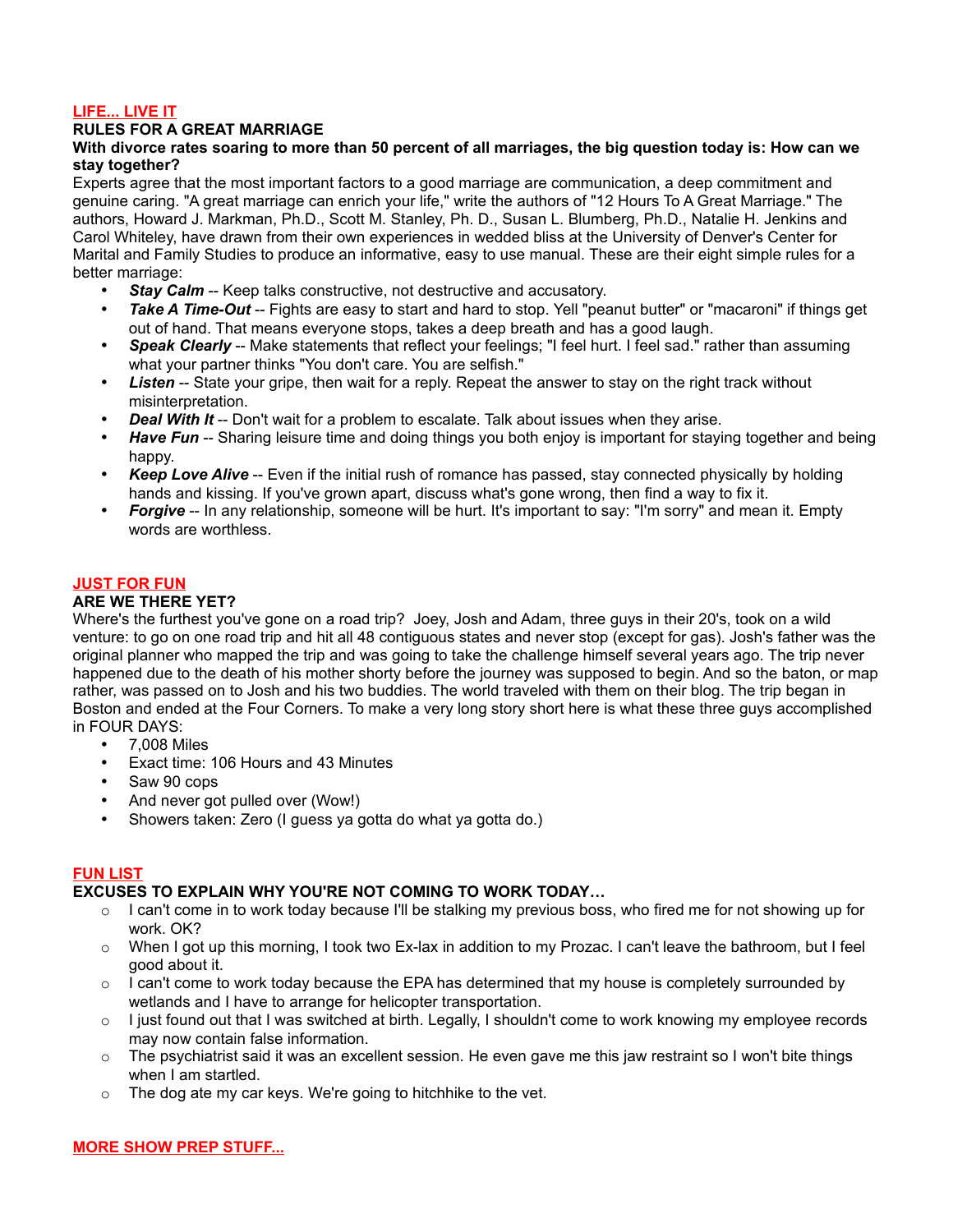## LIFE... LIVE IT

### RULES FOR A GREAT MARRIAGE

**With divorce rates soaring to more than 50 percent of all marriages, the big question today is: How can we stay together?**

Experts agree that the most important factors to a good marriage are communication, a deep commitment and genuine caring. "A great marriage can enrich your life," write the authors of "12 Hours To A Great Marriage." The authors, Howard J. Markman, Ph.D., Scott M. Stanley, Ph. D., Susan L. Blumberg, Ph.D., Natalie H. Jenkins and Carol Whiteley, have drawn from their own experiences in wedded bliss at the University of Denver's Center for Marital and Family Studies to produce an informative, easy to use manual. These are their eight simple rules for a better marriage:

- ***Stay Calm*** -- Keep talks constructive, not destructive and accusatory.
- ***Take A Time-Out*** -- Fights are easy to start and hard to stop. Yell "peanut butter" or "macaroni" if things get out of hand. That means everyone stops, takes a deep breath and has a good laugh.
- ***Speak Clearly*** -- Make statements that reflect your feelings; "I feel hurt. I feel sad." rather than assuming what your partner thinks "You don't care. You are selfish."
- ***Listen*** -- State your gripe, then wait for a reply. Repeat the answer to stay on the right track without misinterpretation.
- ***Deal With It*** -- Don't wait for a problem to escalate. Talk about issues when they arise.
- ***Have Fun*** -- Sharing leisure time and doing things you both enjoy is important for staying together and being happy.
- ***Keep Love Alive*** -- Even if the initial rush of romance has passed, stay connected physically by holding hands and kissing. If you've grown apart, discuss what's gone wrong, then find a way to fix it.
- ***Forgive*** -- In any relationship, someone will be hurt. It's important to say: "I'm sorry" and mean it. Empty words are worthless.

## JUST FOR FUN

### ARE WE THERE YET?

Where's the furthest you've gone on a road trip? Joey, Josh and Adam, three guys in their 20's, took on a wild venture: to go on one road trip and hit all 48 contiguous states and never stop (except for gas). Josh's father was the original planner who mapped the trip and was going to take the challenge himself several years ago. The trip never happened due to the death of his mother shorty before the journey was supposed to begin. And so the baton, or map rather, was passed on to Josh and his two buddies. The world traveled with them on their blog. The trip began in Boston and ended at the Four Corners. To make a very long story short here is what these three guys accomplished in FOUR DAYS:

- 7,008 Miles
- Exact time: 106 Hours and 43 Minutes
- Saw 90 cops
- And never got pulled over (Wow!)
- Showers taken: Zero (I guess ya gotta do what ya gotta do.)

## FUN LIST

### EXCUSES TO EXPLAIN WHY YOU'RE NOT COMING TO WORK TODAY…

- I can't come in to work today because I'll be stalking my previous boss, who fired me for not showing up for work. OK?
- When I got up this morning, I took two Ex-lax in addition to my Prozac. I can't leave the bathroom, but I feel good about it.
- I can't come to work today because the EPA has determined that my house is completely surrounded by wetlands and I have to arrange for helicopter transportation.
- I just found out that I was switched at birth. Legally, I shouldn't come to work knowing my employee records may now contain false information.
- The psychiatrist said it was an excellent session. He even gave me this jaw restraint so I won't bite things when I am startled.
- The dog ate my car keys. We're going to hitchhike to the vet.

## MORE SHOW PREP STUFF...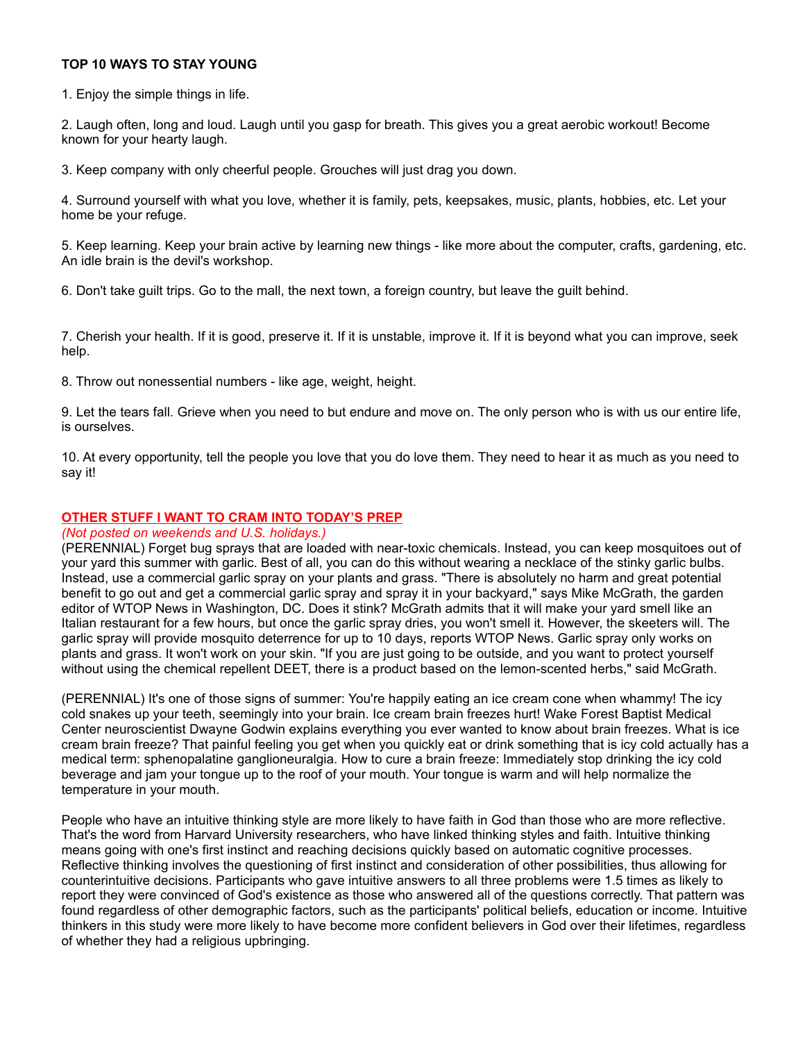**TOP 10 WAYS TO STAY YOUNG**

1. Enjoy the simple things in life.

2. Laugh often, long and loud. Laugh until you gasp for breath. This gives you a great aerobic workout! Become known for your hearty laugh.

3. Keep company with only cheerful people. Grouches will just drag you down.

4. Surround yourself with what you love, whether it is family, pets, keepsakes, music, plants, hobbies, etc. Let your home be your refuge.

5. Keep learning. Keep your brain active by learning new things - like more about the computer, crafts, gardening, etc. An idle brain is the devil's workshop.

6. Don't take guilt trips. Go to the mall, the next town, a foreign country, but leave the guilt behind.

7. Cherish your health. If it is good, preserve it. If it is unstable, improve it. If it is beyond what you can improve, seek help.

8. Throw out nonessential numbers - like age, weight, height.

9. Let the tears fall. Grieve when you need to but endure and move on. The only person who is with us our entire life, is ourselves.

10. At every opportunity, tell the people you love that you do love them. They need to hear it as much as you need to say it!

## OTHER STUFF I WANT TO CRAM INTO TODAY'S PREP

*(Not posted on weekends and U.S. holidays.)*

(PERENNIAL) Forget bug sprays that are loaded with near-toxic chemicals. Instead, you can keep mosquitoes out of your yard this summer with garlic. Best of all, you can do this without wearing a necklace of the stinky garlic bulbs. Instead, use a commercial garlic spray on your plants and grass. "There is absolutely no harm and great potential benefit to go out and get a commercial garlic spray and spray it in your backyard," says Mike McGrath, the garden editor of WTOP News in Washington, DC. Does it stink? McGrath admits that it will make your yard smell like an Italian restaurant for a few hours, but once the garlic spray dries, you won't smell it. However, the skeeters will. The garlic spray will provide mosquito deterrence for up to 10 days, reports WTOP News. Garlic spray only works on plants and grass. It won't work on your skin. "If you are just going to be outside, and you want to protect yourself without using the chemical repellent DEET, there is a product based on the lemon-scented herbs," said McGrath.

(PERENNIAL) It's one of those signs of summer: You're happily eating an ice cream cone when whammy! The icy cold snakes up your teeth, seemingly into your brain. Ice cream brain freezes hurt! Wake Forest Baptist Medical Center neuroscientist Dwayne Godwin explains everything you ever wanted to know about brain freezes. What is ice cream brain freeze? That painful feeling you get when you quickly eat or drink something that is icy cold actually has a medical term: sphenopalatine ganglioneuralgia. How to cure a brain freeze: Immediately stop drinking the icy cold beverage and jam your tongue up to the roof of your mouth. Your tongue is warm and will help normalize the temperature in your mouth.

People who have an intuitive thinking style are more likely to have faith in God than those who are more reflective. That's the word from Harvard University researchers, who have linked thinking styles and faith. Intuitive thinking means going with one's first instinct and reaching decisions quickly based on automatic cognitive processes. Reflective thinking involves the questioning of first instinct and consideration of other possibilities, thus allowing for counterintuitive decisions. Participants who gave intuitive answers to all three problems were 1.5 times as likely to report they were convinced of God's existence as those who answered all of the questions correctly. That pattern was found regardless of other demographic factors, such as the participants' political beliefs, education or income. Intuitive thinkers in this study were more likely to have become more confident believers in God over their lifetimes, regardless of whether they had a religious upbringing.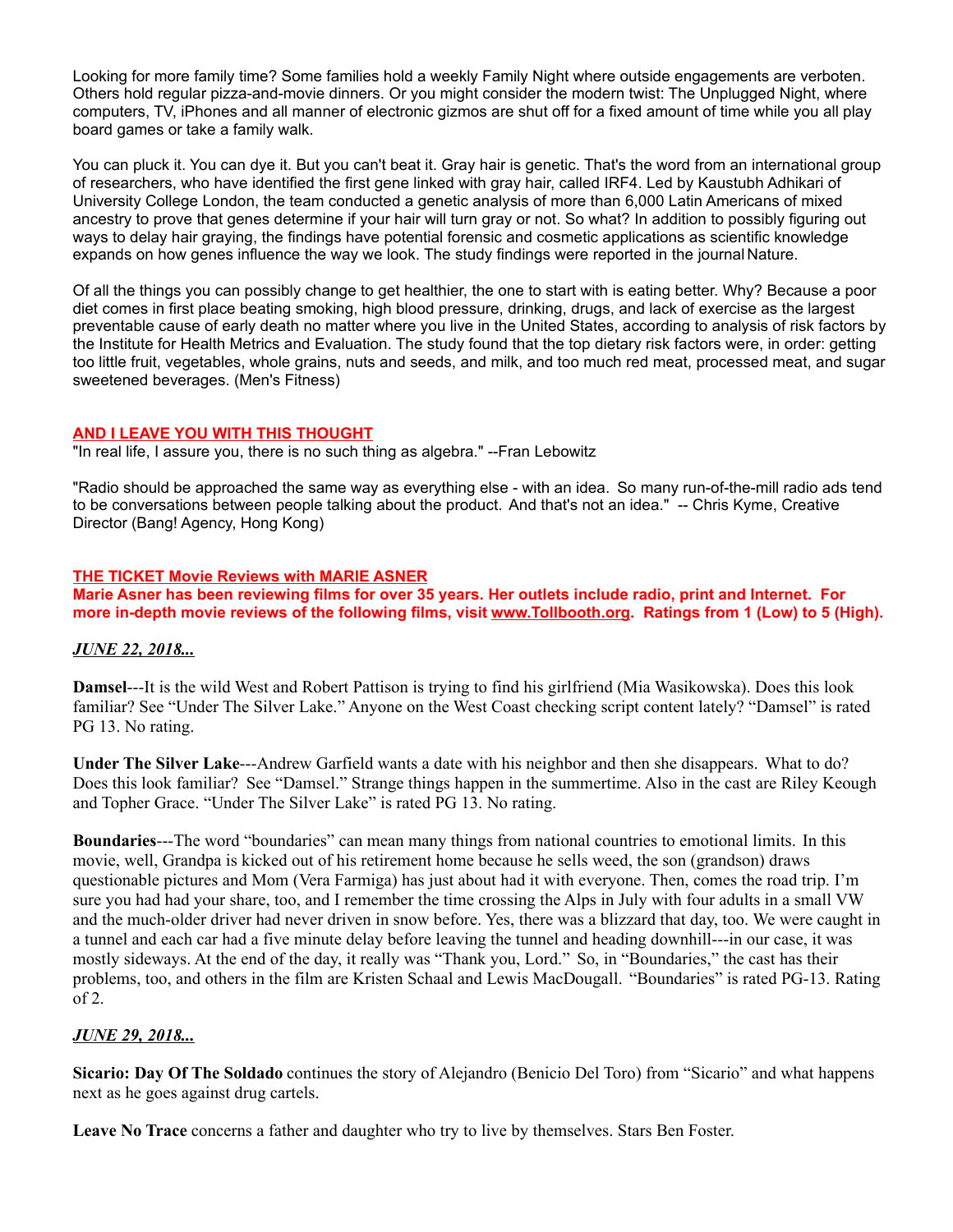Looking for more family time? Some families hold a weekly Family Night where outside engagements are verboten. Others hold regular pizza-and-movie dinners. Or you might consider the modern twist: The Unplugged Night, where computers, TV, iPhones and all manner of electronic gizmos are shut off for a fixed amount of time while you all play board games or take a family walk.

You can pluck it. You can dye it. But you can't beat it. Gray hair is genetic. That's the word from an international group of researchers, who have identified the first gene linked with gray hair, called IRF4. Led by Kaustubh Adhikari of University College London, the team conducted a genetic analysis of more than 6,000 Latin Americans of mixed ancestry to prove that genes determine if your hair will turn gray or not. So what? In addition to possibly figuring out ways to delay hair graying, the findings have potential forensic and cosmetic applications as scientific knowledge expands on how genes influence the way we look. The study findings were reported in the journal Nature.

Of all the things you can possibly change to get healthier, the one to start with is eating better. Why? Because a poor diet comes in first place beating smoking, high blood pressure, drinking, drugs, and lack of exercise as the largest preventable cause of early death no matter where you live in the United States, according to analysis of risk factors by the Institute for Health Metrics and Evaluation. The study found that the top dietary risk factors were, in order: getting too little fruit, vegetables, whole grains, nuts and seeds, and milk, and too much red meat, processed meat, and sugar sweetened beverages. (Men's Fitness)

## AND I LEAVE YOU WITH THIS THOUGHT

"In real life, I assure you, there is no such thing as algebra." --Fran Lebowitz

"Radio should be approached the same way as everything else - with an idea. So many run-of-the-mill radio ads tend to be conversations between people talking about the product. And that's not an idea." -- Chris Kyme, Creative Director (Bang! Agency, Hong Kong)

## THE TICKET Movie Reviews with MARIE ASNER

**Marie Asner has been reviewing films for over 35 years. Her outlets include radio, print and Internet. For more in-depth movie reviews of the following films, visit www.Tollbooth.org. Ratings from 1 (Low) to 5 (High).**

### *JUNE 22, 2018...*

**Damsel**---It is the wild West and Robert Pattison is trying to find his girlfriend (Mia Wasikowska). Does this look familiar? See "Under The Silver Lake." Anyone on the West Coast checking script content lately? "Damsel" is rated PG 13. No rating.

**Under The Silver Lake**---Andrew Garfield wants a date with his neighbor and then she disappears. What to do? Does this look familiar? See "Damsel." Strange things happen in the summertime. Also in the cast are Riley Keough and Topher Grace. "Under The Silver Lake" is rated PG 13. No rating.

**Boundaries**---The word "boundaries" can mean many things from national countries to emotional limits. In this movie, well, Grandpa is kicked out of his retirement home because he sells weed, the son (grandson) draws questionable pictures and Mom (Vera Farmiga) has just about had it with everyone. Then, comes the road trip. I'm sure you had had your share, too, and I remember the time crossing the Alps in July with four adults in a small VW and the much-older driver had never driven in snow before. Yes, there was a blizzard that day, too. We were caught in a tunnel and each car had a five minute delay before leaving the tunnel and heading downhill---in our case, it was mostly sideways. At the end of the day, it really was "Thank you, Lord." So, in "Boundaries," the cast has their problems, too, and others in the film are Kristen Schaal and Lewis MacDougall. "Boundaries" is rated PG-13. Rating of 2.

### *JUNE 29, 2018...*

**Sicario: Day Of The Soldado** continues the story of Alejandro (Benicio Del Toro) from "Sicario" and what happens next as he goes against drug cartels.

**Leave No Trace** concerns a father and daughter who try to live by themselves. Stars Ben Foster.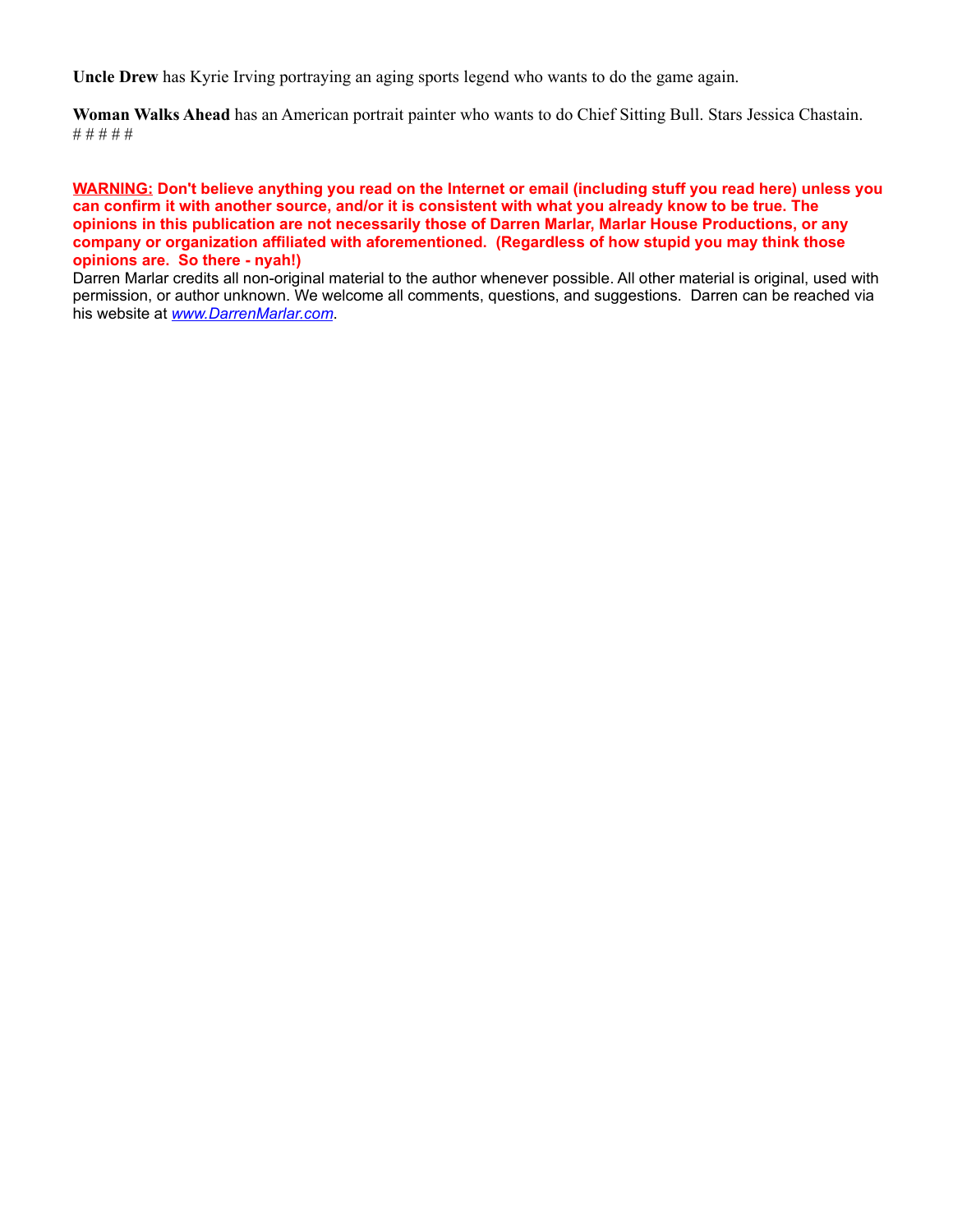**Uncle Drew** has Kyrie Irving portraying an aging sports legend who wants to do the game again.

**Woman Walks Ahead** has an American portrait painter who wants to do Chief Sitting Bull. Stars Jessica Chastain.
# # # # #

**WARNING: Don't believe anything you read on the Internet or email (including stuff you read here) unless you can confirm it with another source, and/or it is consistent with what you already know to be true. The opinions in this publication are not necessarily those of Darren Marlar, Marlar House Productions, or any company or organization affiliated with aforementioned. (Regardless of how stupid you may think those opinions are. So there - nyah!)**

Darren Marlar credits all non-original material to the author whenever possible. All other material is original, used with permission, or author unknown. We welcome all comments, questions, and suggestions. Darren can be reached via his website at *www.DarrenMarlar.com*.